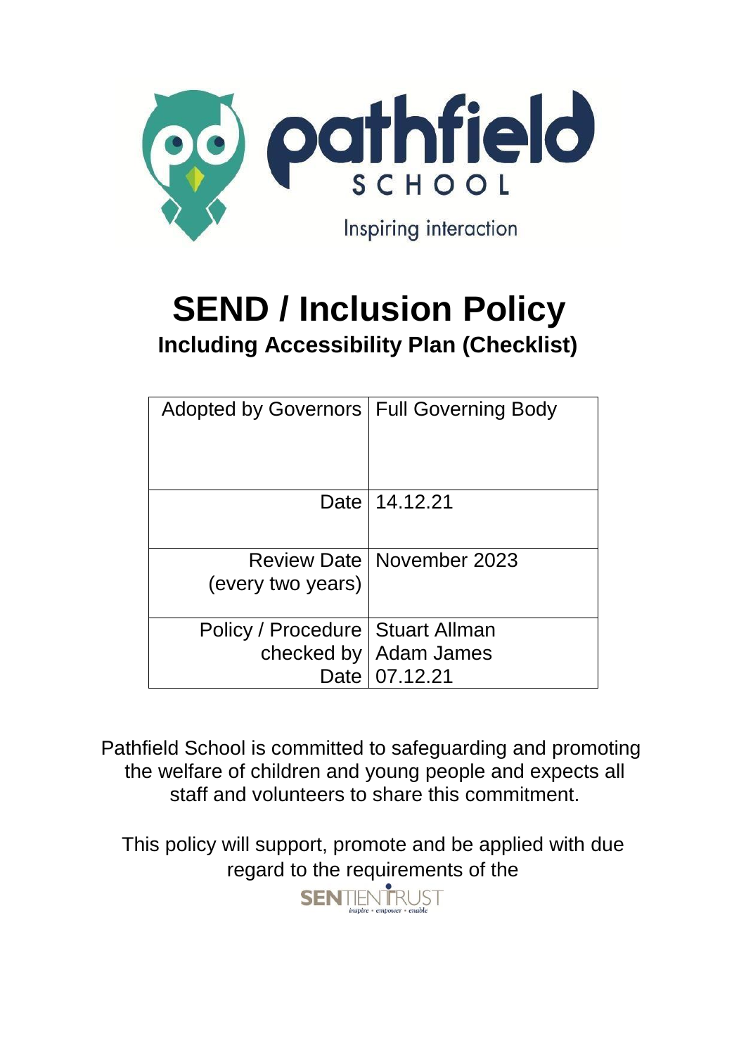pathfield SCHOOL

Inspiring interaction

# SEND / Inclusion Policy

## Including Accessibility Plan (Checklist)

| | |
|---|---|
| Adopted by Governors | Full Governing Body |
| Date | 14.12.21 |
| Review Date (every two years) | November 2023 |
| Policy / Procedure checked by Date | Stuart Allman Adam James 07.12.21 |

Pathfield School is committed to safeguarding and promoting the welfare of children and young people and expects all staff and volunteers to share this commitment.

This policy will support, promote and be applied with due regard to the requirements of the

SENTIENTRUST inspire • empower • enable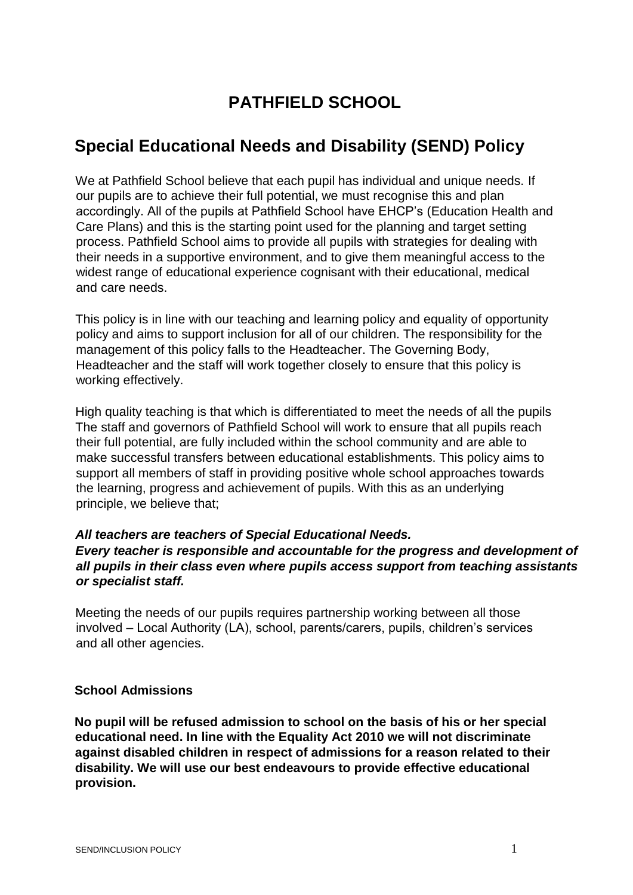# PATHFIELD SCHOOL

## Special Educational Needs and Disability (SEND) Policy

We at Pathfield School believe that each pupil has individual and unique needs. If our pupils are to achieve their full potential, we must recognise this and plan accordingly. All of the pupils at Pathfield School have EHCP's (Education Health and Care Plans) and this is the starting point used for the planning and target setting process. Pathfield School aims to provide all pupils with strategies for dealing with their needs in a supportive environment, and to give them meaningful access to the widest range of educational experience cognisant with their educational, medical and care needs.

This policy is in line with our teaching and learning policy and equality of opportunity policy and aims to support inclusion for all of our children. The responsibility for the management of this policy falls to the Headteacher. The Governing Body, Headteacher and the staff will work together closely to ensure that this policy is working effectively.

High quality teaching is that which is differentiated to meet the needs of all the pupils The staff and governors of Pathfield School will work to ensure that all pupils reach their full potential, are fully included within the school community and are able to make successful transfers between educational establishments. This policy aims to support all members of staff in providing positive whole school approaches towards the learning, progress and achievement of pupils. With this as an underlying principle, we believe that;

***All teachers are teachers of Special Educational Needs.***
***Every teacher is responsible and accountable for the progress and development of all pupils in their class even where pupils access support from teaching assistants or specialist staff.***

Meeting the needs of our pupils requires partnership working between all those involved – Local Authority (LA), school, parents/carers, pupils, children's services and all other agencies.

### School Admissions

**No pupil will be refused admission to school on the basis of his or her special educational need. In line with the Equality Act 2010 we will not discriminate against disabled children in respect of admissions for a reason related to their disability. We will use our best endeavours to provide effective educational provision.**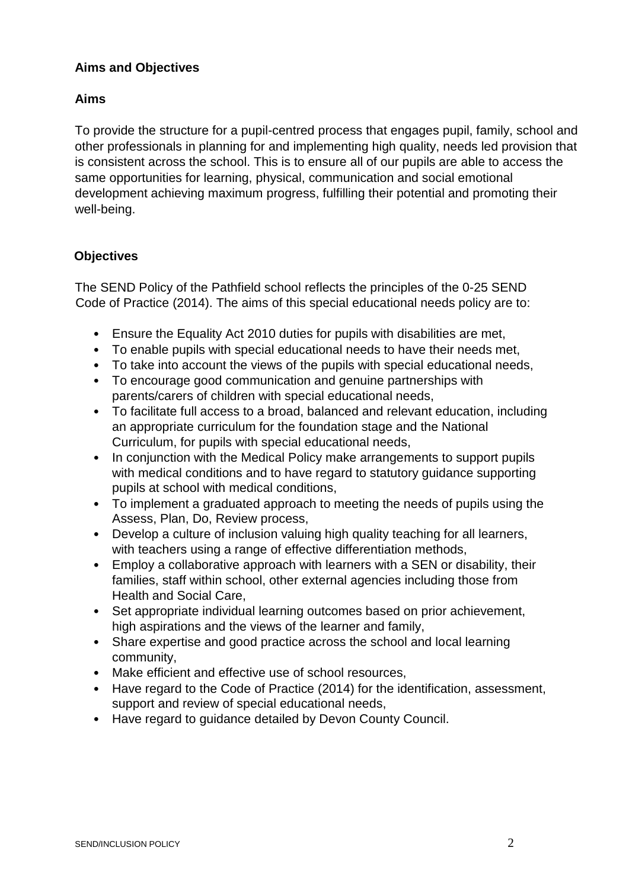## Aims and Objectives

### Aims

To provide the structure for a pupil-centred process that engages pupil, family, school and other professionals in planning for and implementing high quality, needs led provision that is consistent across the school. This is to ensure all of our pupils are able to access the same opportunities for learning, physical, communication and social emotional development achieving maximum progress, fulfilling their potential and promoting their well-being.

### Objectives

The SEND Policy of the Pathfield school reflects the principles of the 0-25 SEND Code of Practice (2014). The aims of this special educational needs policy are to:

- Ensure the Equality Act 2010 duties for pupils with disabilities are met,
- To enable pupils with special educational needs to have their needs met,
- To take into account the views of the pupils with special educational needs,
- To encourage good communication and genuine partnerships with parents/carers of children with special educational needs,
- To facilitate full access to a broad, balanced and relevant education, including an appropriate curriculum for the foundation stage and the National Curriculum, for pupils with special educational needs,
- In conjunction with the Medical Policy make arrangements to support pupils with medical conditions and to have regard to statutory guidance supporting pupils at school with medical conditions,
- To implement a graduated approach to meeting the needs of pupils using the Assess, Plan, Do, Review process,
- Develop a culture of inclusion valuing high quality teaching for all learners, with teachers using a range of effective differentiation methods,
- Employ a collaborative approach with learners with a SEN or disability, their families, staff within school, other external agencies including those from Health and Social Care,
- Set appropriate individual learning outcomes based on prior achievement, high aspirations and the views of the learner and family,
- Share expertise and good practice across the school and local learning community,
- Make efficient and effective use of school resources,
- Have regard to the Code of Practice (2014) for the identification, assessment, support and review of special educational needs,
- Have regard to guidance detailed by Devon County Council.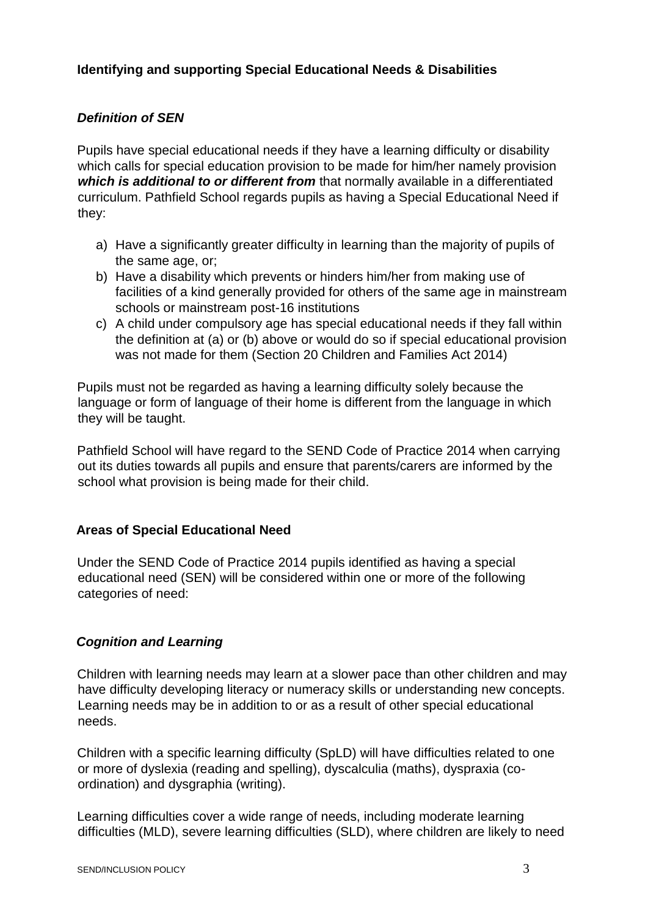## Identifying and supporting Special Educational Needs & Disabilities

### *Definition of SEN*

Pupils have special educational needs if they have a learning difficulty or disability which calls for special education provision to be made for him/her namely provision ***which is additional to or different from*** that normally available in a differentiated curriculum. Pathfield School regards pupils as having a Special Educational Need if they:

a) Have a significantly greater difficulty in learning than the majority of pupils of the same age, or;
b) Have a disability which prevents or hinders him/her from making use of facilities of a kind generally provided for others of the same age in mainstream schools or mainstream post-16 institutions
c) A child under compulsory age has special educational needs if they fall within the definition at (a) or (b) above or would do so if special educational provision was not made for them (Section 20 Children and Families Act 2014)

Pupils must not be regarded as having a learning difficulty solely because the language or form of language of their home is different from the language in which they will be taught.

Pathfield School will have regard to the SEND Code of Practice 2014 when carrying out its duties towards all pupils and ensure that parents/carers are informed by the school what provision is being made for their child.

## Areas of Special Educational Need

Under the SEND Code of Practice 2014 pupils identified as having a special educational need (SEN) will be considered within one or more of the following categories of need:

### *Cognition and Learning*

Children with learning needs may learn at a slower pace than other children and may have difficulty developing literacy or numeracy skills or understanding new concepts. Learning needs may be in addition to or as a result of other special educational needs.

Children with a specific learning difficulty (SpLD) will have difficulties related to one or more of dyslexia (reading and spelling), dyscalculia (maths), dyspraxia (co-ordination) and dysgraphia (writing).

Learning difficulties cover a wide range of needs, including moderate learning difficulties (MLD), severe learning difficulties (SLD), where children are likely to need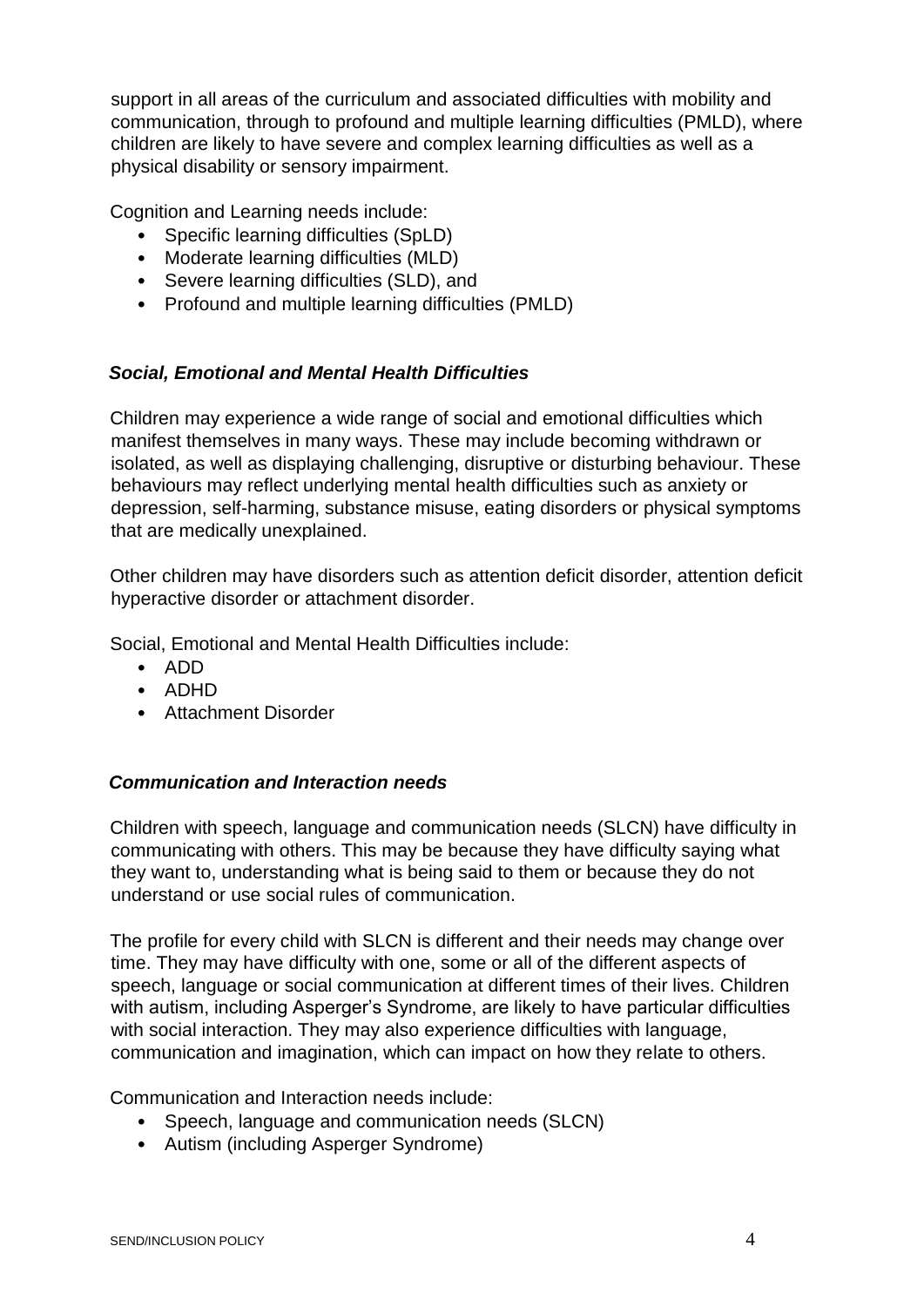support in all areas of the curriculum and associated difficulties with mobility and communication, through to profound and multiple learning difficulties (PMLD), where children are likely to have severe and complex learning difficulties as well as a physical disability or sensory impairment.

Cognition and Learning needs include:

- Specific learning difficulties (SpLD)
- Moderate learning difficulties (MLD)
- Severe learning difficulties (SLD), and
- Profound and multiple learning difficulties (PMLD)

### *Social, Emotional and Mental Health Difficulties*

Children may experience a wide range of social and emotional difficulties which manifest themselves in many ways. These may include becoming withdrawn or isolated, as well as displaying challenging, disruptive or disturbing behaviour. These behaviours may reflect underlying mental health difficulties such as anxiety or depression, self-harming, substance misuse, eating disorders or physical symptoms that are medically unexplained.

Other children may have disorders such as attention deficit disorder, attention deficit hyperactive disorder or attachment disorder.

Social, Emotional and Mental Health Difficulties include:

- ADD
- ADHD
- Attachment Disorder

### *Communication and Interaction needs*

Children with speech, language and communication needs (SLCN) have difficulty in communicating with others. This may be because they have difficulty saying what they want to, understanding what is being said to them or because they do not understand or use social rules of communication.

The profile for every child with SLCN is different and their needs may change over time. They may have difficulty with one, some or all of the different aspects of speech, language or social communication at different times of their lives. Children with autism, including Asperger's Syndrome, are likely to have particular difficulties with social interaction. They may also experience difficulties with language, communication and imagination, which can impact on how they relate to others.

Communication and Interaction needs include:

- Speech, language and communication needs (SLCN)
- Autism (including Asperger Syndrome)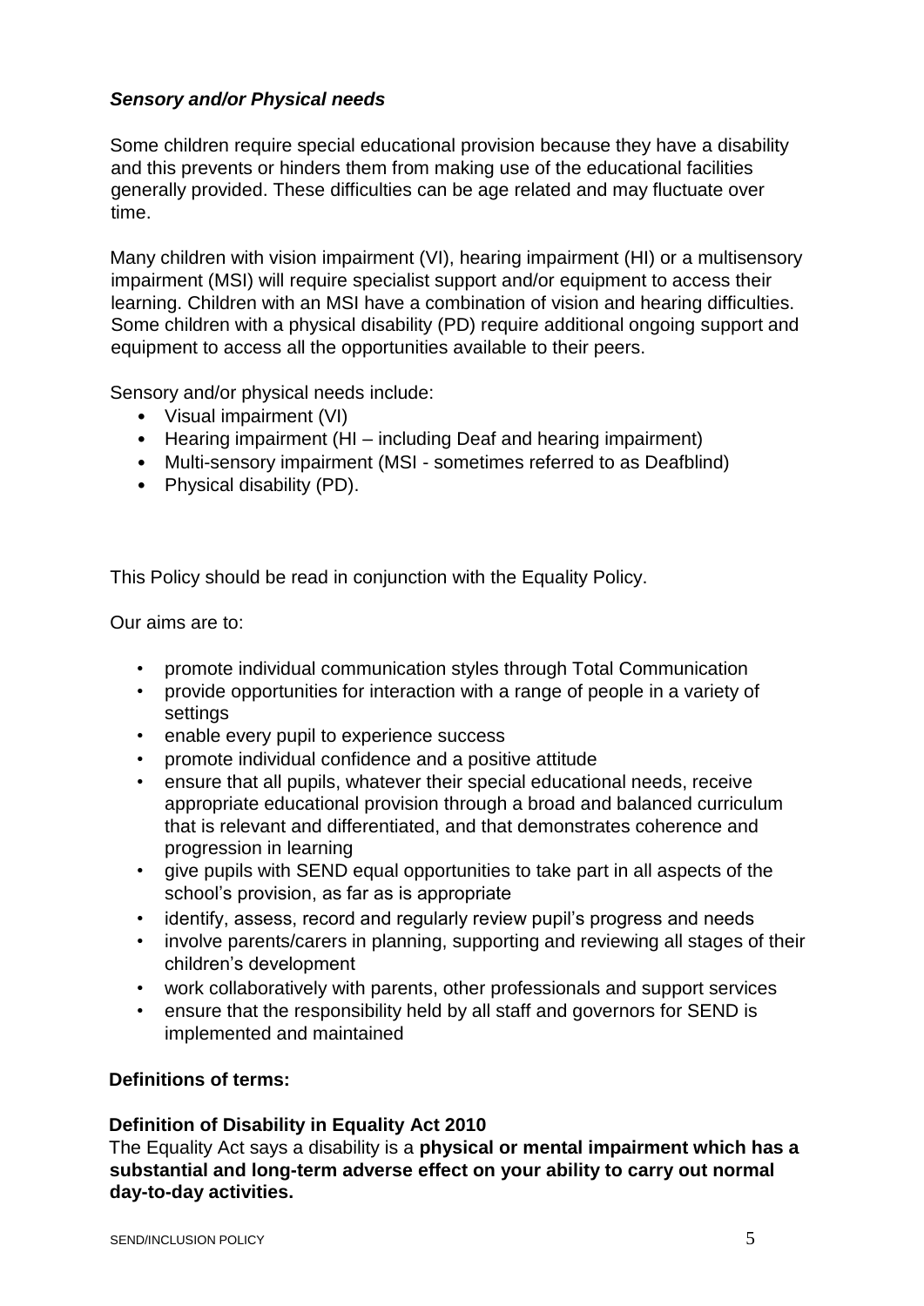***Sensory and/or Physical needs***

Some children require special educational provision because they have a disability and this prevents or hinders them from making use of the educational facilities generally provided. These difficulties can be age related and may fluctuate over time.

Many children with vision impairment (VI), hearing impairment (HI) or a multisensory impairment (MSI) will require specialist support and/or equipment to access their learning. Children with an MSI have a combination of vision and hearing difficulties. Some children with a physical disability (PD) require additional ongoing support and equipment to access all the opportunities available to their peers.

Sensory and/or physical needs include:

- Visual impairment (VI)
- Hearing impairment (HI – including Deaf and hearing impairment)
- Multi-sensory impairment (MSI - sometimes referred to as Deafblind)
- Physical disability (PD).

This Policy should be read in conjunction with the Equality Policy.

Our aims are to:

- promote individual communication styles through Total Communication
- provide opportunities for interaction with a range of people in a variety of settings
- enable every pupil to experience success
- promote individual confidence and a positive attitude
- ensure that all pupils, whatever their special educational needs, receive appropriate educational provision through a broad and balanced curriculum that is relevant and differentiated, and that demonstrates coherence and progression in learning
- give pupils with SEND equal opportunities to take part in all aspects of the school's provision, as far as is appropriate
- identify, assess, record and regularly review pupil's progress and needs
- involve parents/carers in planning, supporting and reviewing all stages of their children's development
- work collaboratively with parents, other professionals and support services
- ensure that the responsibility held by all staff and governors for SEND is implemented and maintained

**Definitions of terms:**

**Definition of Disability in Equality Act 2010**

The Equality Act says a disability is a **physical or mental impairment which has a substantial and long-term adverse effect on your ability to carry out normal day-to-day activities.**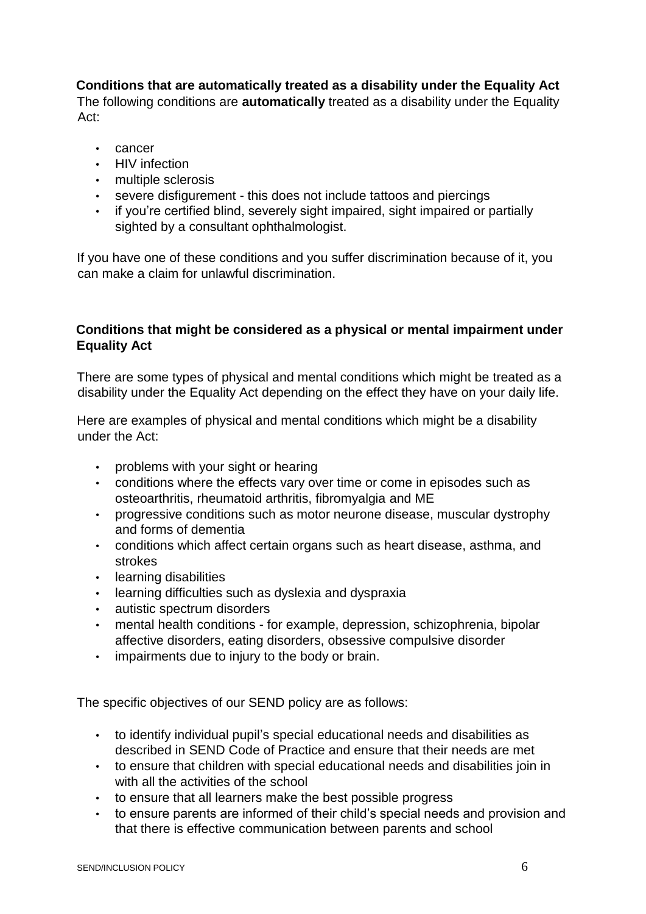**Conditions that are automatically treated as a disability under the Equality Act**

The following conditions are **automatically** treated as a disability under the Equality Act:

- cancer
- HIV infection
- multiple sclerosis
- severe disfigurement - this does not include tattoos and piercings
- if you're certified blind, severely sight impaired, sight impaired or partially sighted by a consultant ophthalmologist.

If you have one of these conditions and you suffer discrimination because of it, you can make a claim for unlawful discrimination.

**Conditions that might be considered as a physical or mental impairment under Equality Act**

There are some types of physical and mental conditions which might be treated as a disability under the Equality Act depending on the effect they have on your daily life.

Here are examples of physical and mental conditions which might be a disability under the Act:

- problems with your sight or hearing
- conditions where the effects vary over time or come in episodes such as osteoarthritis, rheumatoid arthritis, fibromyalgia and ME
- progressive conditions such as motor neurone disease, muscular dystrophy and forms of dementia
- conditions which affect certain organs such as heart disease, asthma, and strokes
- learning disabilities
- learning difficulties such as dyslexia and dyspraxia
- autistic spectrum disorders
- mental health conditions - for example, depression, schizophrenia, bipolar affective disorders, eating disorders, obsessive compulsive disorder
- impairments due to injury to the body or brain.

The specific objectives of our SEND policy are as follows:

- to identify individual pupil's special educational needs and disabilities as described in SEND Code of Practice and ensure that their needs are met
- to ensure that children with special educational needs and disabilities join in with all the activities of the school
- to ensure that all learners make the best possible progress
- to ensure parents are informed of their child's special needs and provision and that there is effective communication between parents and school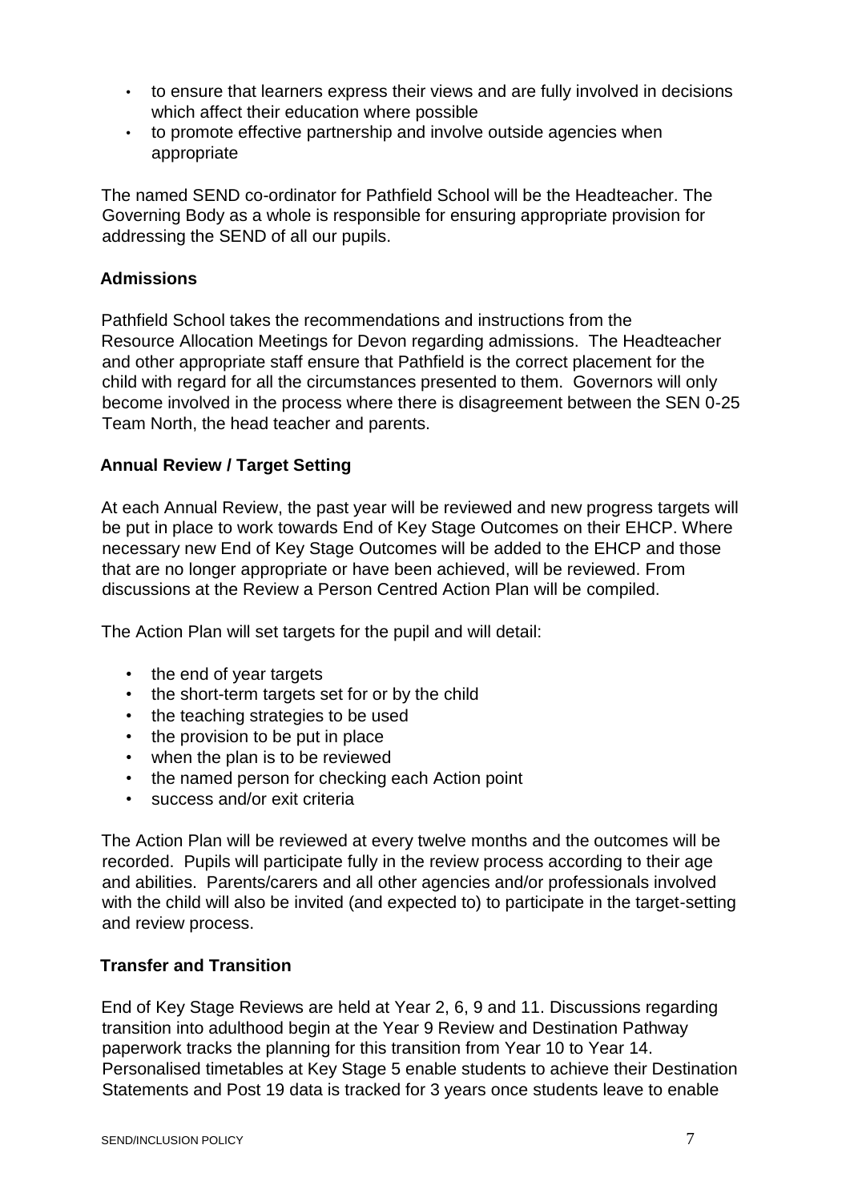- to ensure that learners express their views and are fully involved in decisions which affect their education where possible
- to promote effective partnership and involve outside agencies when appropriate

The named SEND co-ordinator for Pathfield School will be the Headteacher. The Governing Body as a whole is responsible for ensuring appropriate provision for addressing the SEND of all our pupils.

## Admissions

Pathfield School takes the recommendations and instructions from the Resource Allocation Meetings for Devon regarding admissions. The Headteacher and other appropriate staff ensure that Pathfield is the correct placement for the child with regard for all the circumstances presented to them. Governors will only become involved in the process where there is disagreement between the SEN 0-25 Team North, the head teacher and parents.

## Annual Review / Target Setting

At each Annual Review, the past year will be reviewed and new progress targets will be put in place to work towards End of Key Stage Outcomes on their EHCP. Where necessary new End of Key Stage Outcomes will be added to the EHCP and those that are no longer appropriate or have been achieved, will be reviewed. From discussions at the Review a Person Centred Action Plan will be compiled.

The Action Plan will set targets for the pupil and will detail:

- the end of year targets
- the short-term targets set for or by the child
- the teaching strategies to be used
- the provision to be put in place
- when the plan is to be reviewed
- the named person for checking each Action point
- success and/or exit criteria

The Action Plan will be reviewed at every twelve months and the outcomes will be recorded. Pupils will participate fully in the review process according to their age and abilities. Parents/carers and all other agencies and/or professionals involved with the child will also be invited (and expected to) to participate in the target-setting and review process.

## Transfer and Transition

End of Key Stage Reviews are held at Year 2, 6, 9 and 11. Discussions regarding transition into adulthood begin at the Year 9 Review and Destination Pathway paperwork tracks the planning for this transition from Year 10 to Year 14. Personalised timetables at Key Stage 5 enable students to achieve their Destination Statements and Post 19 data is tracked for 3 years once students leave to enable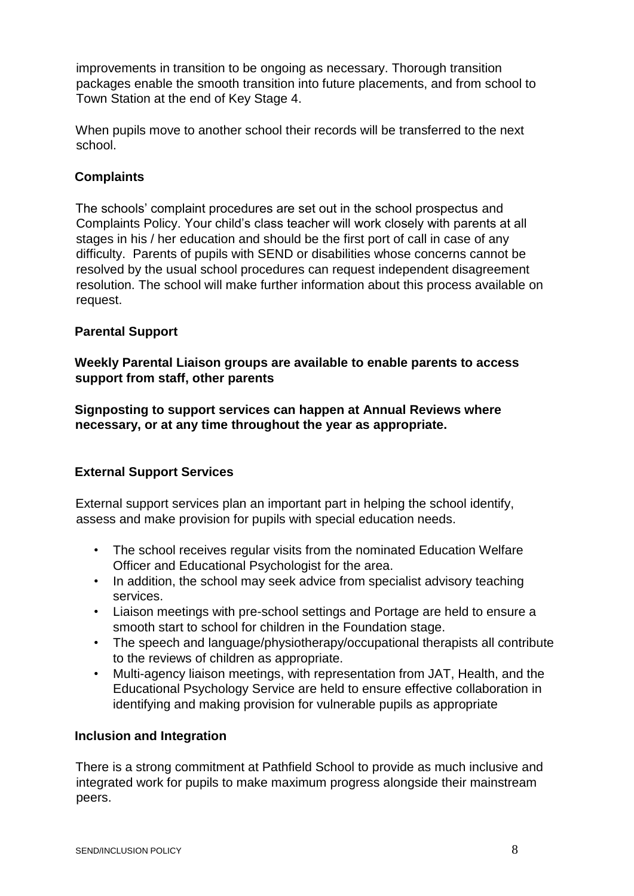improvements in transition to be ongoing as necessary. Thorough transition packages enable the smooth transition into future placements, and from school to Town Station at the end of Key Stage 4.

When pupils move to another school their records will be transferred to the next school.

## Complaints

The schools' complaint procedures are set out in the school prospectus and Complaints Policy. Your child's class teacher will work closely with parents at all stages in his / her education and should be the first port of call in case of any difficulty. Parents of pupils with SEND or disabilities whose concerns cannot be resolved by the usual school procedures can request independent disagreement resolution. The school will make further information about this process available on request.

## Parental Support

**Weekly Parental Liaison groups are available to enable parents to access support from staff, other parents**

**Signposting to support services can happen at Annual Reviews where necessary, or at any time throughout the year as appropriate.**

## External Support Services

External support services plan an important part in helping the school identify, assess and make provision for pupils with special education needs.

- The school receives regular visits from the nominated Education Welfare Officer and Educational Psychologist for the area.
- In addition, the school may seek advice from specialist advisory teaching services.
- Liaison meetings with pre-school settings and Portage are held to ensure a smooth start to school for children in the Foundation stage.
- The speech and language/physiotherapy/occupational therapists all contribute to the reviews of children as appropriate.
- Multi-agency liaison meetings, with representation from JAT, Health, and the Educational Psychology Service are held to ensure effective collaboration in identifying and making provision for vulnerable pupils as appropriate

## Inclusion and Integration

There is a strong commitment at Pathfield School to provide as much inclusive and integrated work for pupils to make maximum progress alongside their mainstream peers.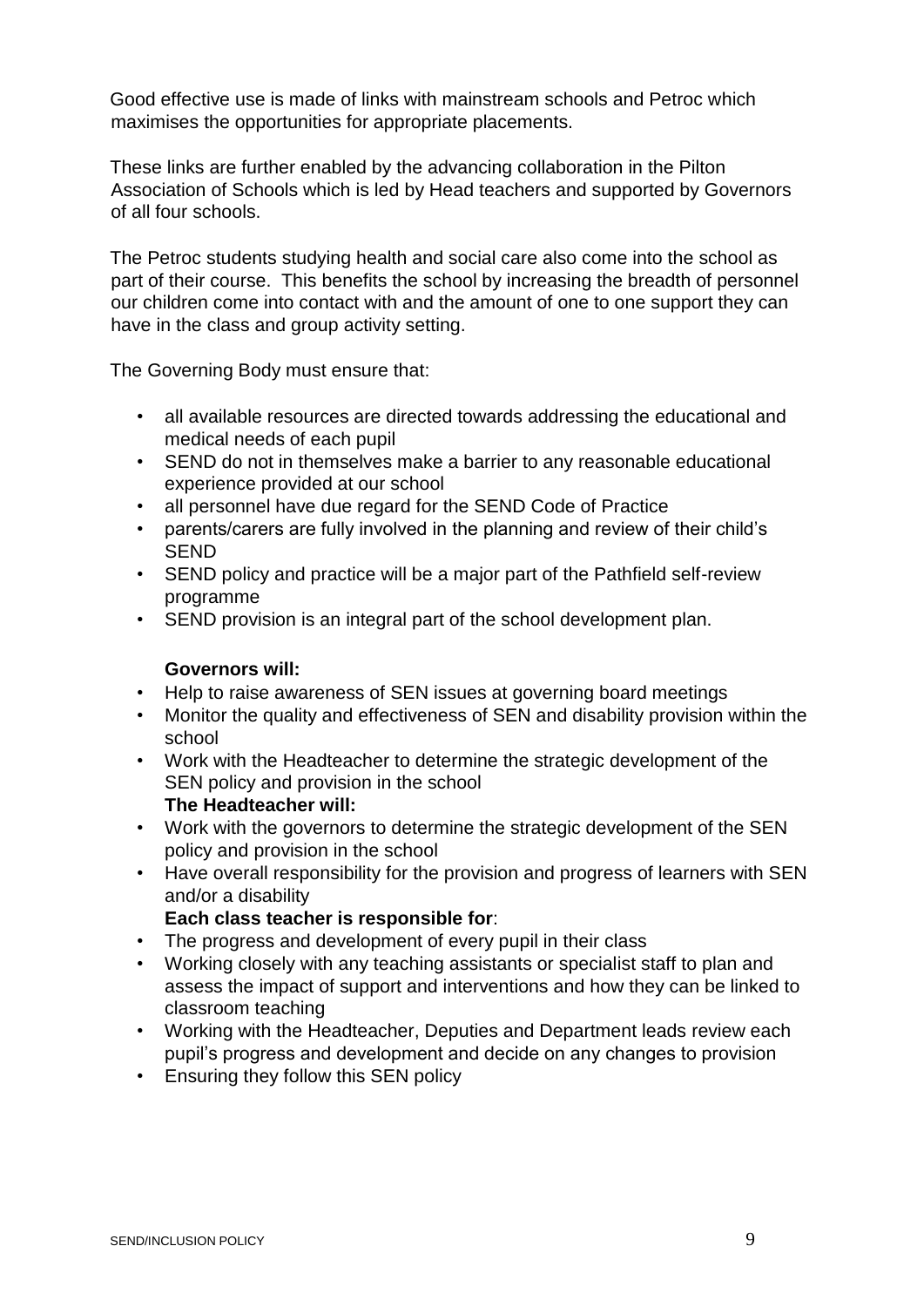Good effective use is made of links with mainstream schools and Petroc which maximises the opportunities for appropriate placements.

These links are further enabled by the advancing collaboration in the Pilton Association of Schools which is led by Head teachers and supported by Governors of all four schools.

The Petroc students studying health and social care also come into the school as part of their course. This benefits the school by increasing the breadth of personnel our children come into contact with and the amount of one to one support they can have in the class and group activity setting.

The Governing Body must ensure that:

- all available resources are directed towards addressing the educational and medical needs of each pupil
- SEND do not in themselves make a barrier to any reasonable educational experience provided at our school
- all personnel have due regard for the SEND Code of Practice
- parents/carers are fully involved in the planning and review of their child's SEND
- SEND policy and practice will be a major part of the Pathfield self-review programme
- SEND provision is an integral part of the school development plan.

**Governors will:**

- Help to raise awareness of SEN issues at governing board meetings
- Monitor the quality and effectiveness of SEN and disability provision within the school
- Work with the Headteacher to determine the strategic development of the SEN policy and provision in the school

**The Headteacher will:**

- Work with the governors to determine the strategic development of the SEN policy and provision in the school
- Have overall responsibility for the provision and progress of learners with SEN and/or a disability

**Each class teacher is responsible for**:

- The progress and development of every pupil in their class
- Working closely with any teaching assistants or specialist staff to plan and assess the impact of support and interventions and how they can be linked to classroom teaching
- Working with the Headteacher, Deputies and Department leads review each pupil's progress and development and decide on any changes to provision
- Ensuring they follow this SEN policy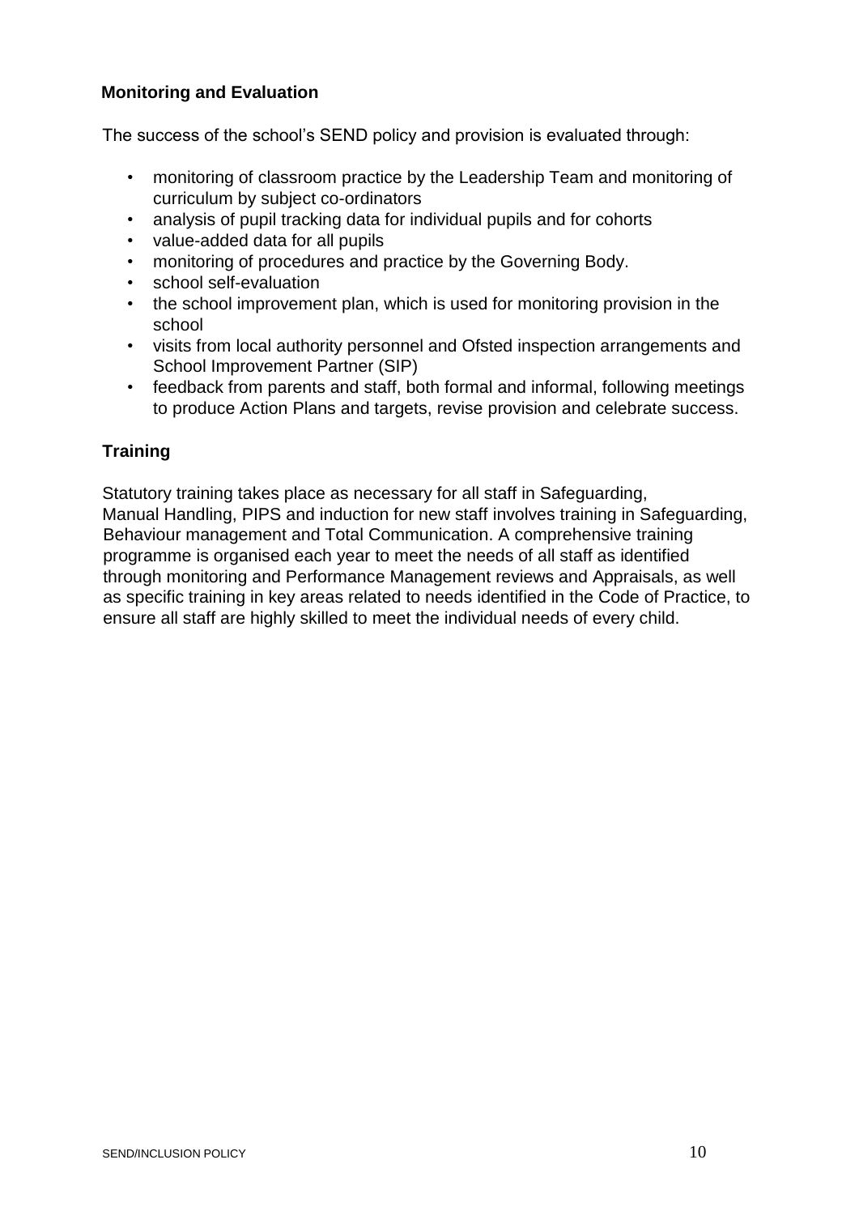**Monitoring and Evaluation**

The success of the school's SEND policy and provision is evaluated through:

- monitoring of classroom practice by the Leadership Team and monitoring of curriculum by subject co-ordinators
- analysis of pupil tracking data for individual pupils and for cohorts
- value-added data for all pupils
- monitoring of procedures and practice by the Governing Body.
- school self-evaluation
- the school improvement plan, which is used for monitoring provision in the school
- visits from local authority personnel and Ofsted inspection arrangements and School Improvement Partner (SIP)
- feedback from parents and staff, both formal and informal, following meetings to produce Action Plans and targets, revise provision and celebrate success.

**Training**

Statutory training takes place as necessary for all staff in Safeguarding, Manual Handling, PIPS and induction for new staff involves training in Safeguarding, Behaviour management and Total Communication. A comprehensive training programme is organised each year to meet the needs of all staff as identified through monitoring and Performance Management reviews and Appraisals, as well as specific training in key areas related to needs identified in the Code of Practice, to ensure all staff are highly skilled to meet the individual needs of every child.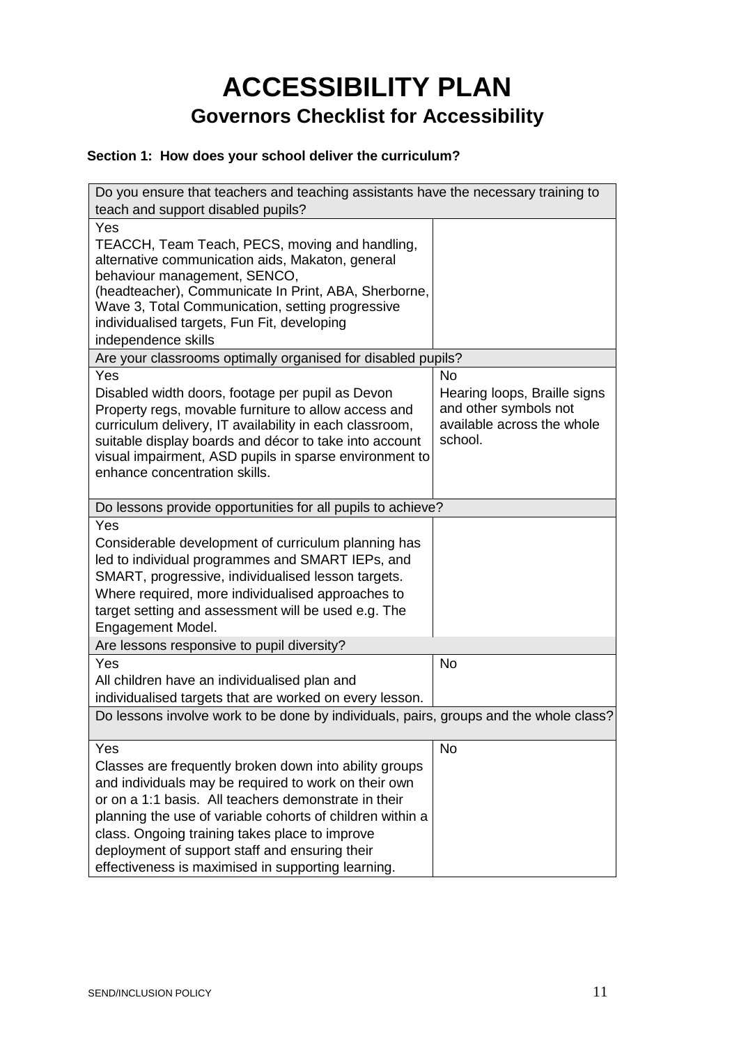# ACCESSIBILITY PLAN

## Governors Checklist for Accessibility

**Section 1: How does your school deliver the curriculum?**

| Do you ensure that teachers and teaching assistants have the necessary training to teach and support disabled pupils? | |
|---|---|
| Yes<br>TEACCH, Team Teach, PECS, moving and handling, alternative communication aids, Makaton, general behaviour management, SENCO, (headteacher), Communicate In Print, ABA, Sherborne, Wave 3, Total Communication, setting progressive individualised targets, Fun Fit, developing independence skills | |
| **Are your classrooms optimally organised for disabled pupils?** | |
| Yes<br>Disabled width doors, footage per pupil as Devon Property regs, movable furniture to allow access and curriculum delivery, IT availability in each classroom, suitable display boards and décor to take into account visual impairment, ASD pupils in sparse environment to enhance concentration skills. | No<br>Hearing loops, Braille signs and other symbols not available across the whole school. |
| **Do lessons provide opportunities for all pupils to achieve?** | |
| Yes<br>Considerable development of curriculum planning has led to individual programmes and SMART IEPs, and SMART, progressive, individualised lesson targets. Where required, more individualised approaches to target setting and assessment will be used e.g. The Engagement Model. | |
| **Are lessons responsive to pupil diversity?** | |
| Yes<br>All children have an individualised plan and individualised targets that are worked on every lesson. | No |
| **Do lessons involve work to be done by individuals, pairs, groups and the whole class?** | |
| Yes<br>Classes are frequently broken down into ability groups and individuals may be required to work on their own or on a 1:1 basis. All teachers demonstrate in their planning the use of variable cohorts of children within a class. Ongoing training takes place to improve deployment of support staff and ensuring their effectiveness is maximised in supporting learning. | No |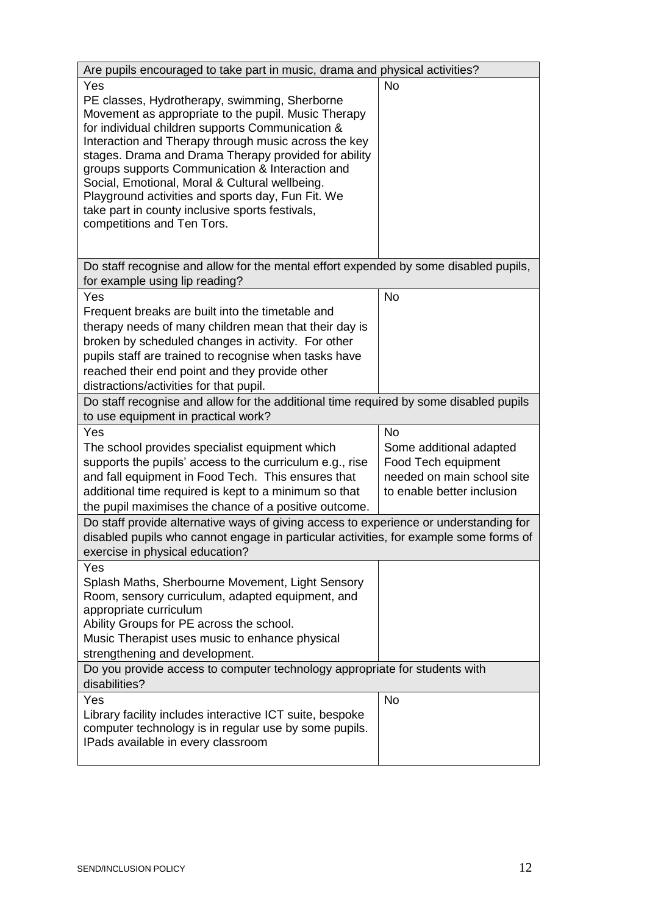| Are pupils encouraged to take part in music, drama and physical activities? | |
|---|---|
| Yes<br>PE classes, Hydrotherapy, swimming, Sherborne Movement as appropriate to the pupil. Music Therapy for individual children supports Communication & Interaction and Therapy through music across the key stages. Drama and Drama Therapy provided for ability groups supports Communication & Interaction and Social, Emotional, Moral & Cultural wellbeing. Playground activities and sports day, Fun Fit. We take part in county inclusive sports festivals, competitions and Ten Tors. | No |

| Do staff recognise and allow for the mental effort expended by some disabled pupils, for example using lip reading? | |
|---|---|
| Yes<br>Frequent breaks are built into the timetable and therapy needs of many children mean that their day is broken by scheduled changes in activity. For other pupils staff are trained to recognise when tasks have reached their end point and they provide other distractions/activities for that pupil. | No |

| Do staff recognise and allow for the additional time required by some disabled pupils to use equipment in practical work? | |
|---|---|
| Yes<br>The school provides specialist equipment which supports the pupils' access to the curriculum e.g., rise and fall equipment in Food Tech. This ensures that additional time required is kept to a minimum so that the pupil maximises the chance of a positive outcome. | No<br>Some additional adapted Food Tech equipment needed on main school site to enable better inclusion |

| Do staff provide alternative ways of giving access to experience or understanding for disabled pupils who cannot engage in particular activities, for example some forms of exercise in physical education? | |
|---|---|
| Yes<br>Splash Maths, Sherbourne Movement, Light Sensory Room, sensory curriculum, adapted equipment, and appropriate curriculum<br>Ability Groups for PE across the school.<br>Music Therapist uses music to enhance physical strengthening and development. | |

| Do you provide access to computer technology appropriate for students with disabilities? | |
|---|---|
| Yes<br>Library facility includes interactive ICT suite, bespoke computer technology is in regular use by some pupils. IPads available in every classroom | No |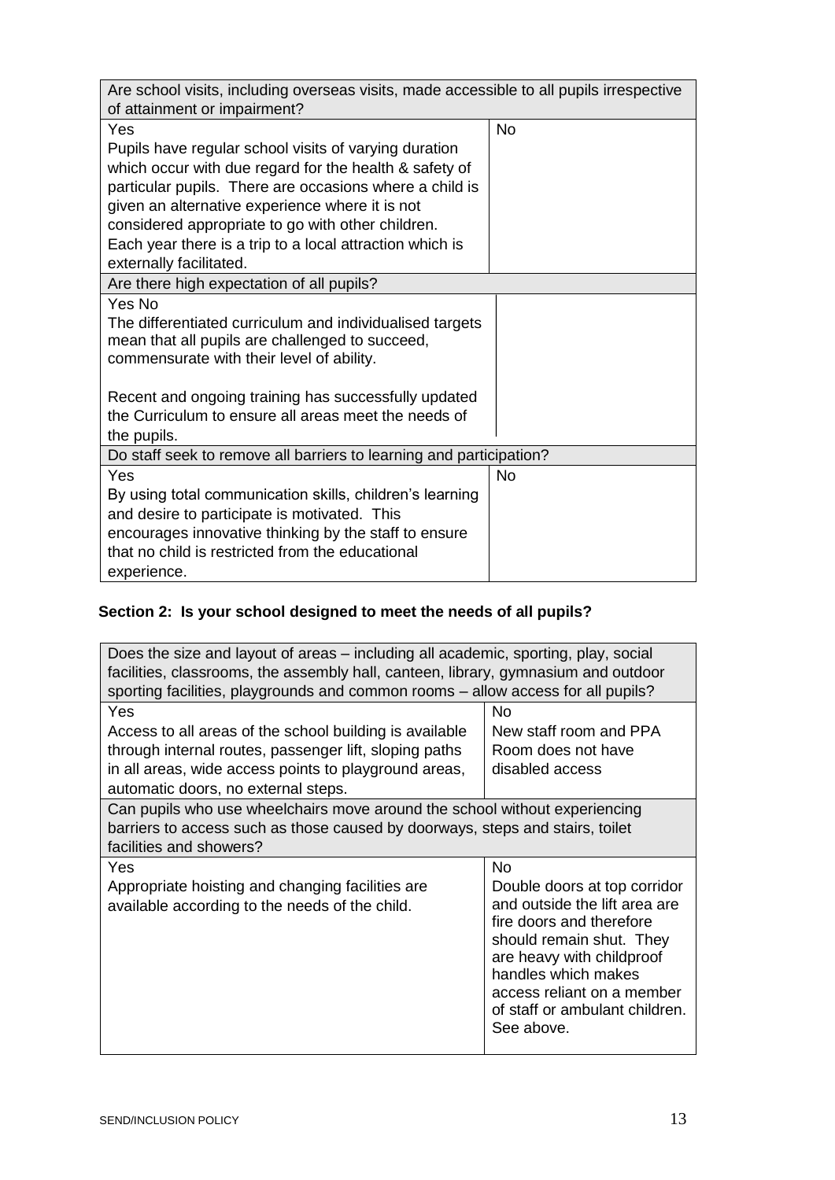| Are school visits, including overseas visits, made accessible to all pupils irrespective of attainment or impairment? | |
|---|---|
| Yes<br>Pupils have regular school visits of varying duration which occur with due regard for the health & safety of particular pupils. There are occasions where a child is given an alternative experience where it is not considered appropriate to go with other children.<br>Each year there is a trip to a local attraction which is externally facilitated. | No |
| **Are there high expectation of all pupils?** | |
| Yes No<br>The differentiated curriculum and individualised targets mean that all pupils are challenged to succeed, commensurate with their level of ability.<br><br>Recent and ongoing training has successfully updated the Curriculum to ensure all areas meet the needs of the pupils. | |
| **Do staff seek to remove all barriers to learning and participation?** | |
| Yes<br>By using total communication skills, children's learning and desire to participate is motivated. This encourages innovative thinking by the staff to ensure that no child is restricted from the educational experience. | No |

## Section 2: Is your school designed to meet the needs of all pupils?

| Does the size and layout of areas – including all academic, sporting, play, social facilities, classrooms, the assembly hall, canteen, library, gymnasium and outdoor sporting facilities, playgrounds and common rooms – allow access for all pupils? | |
|---|---|
| Yes<br>Access to all areas of the school building is available through internal routes, passenger lift, sloping paths in all areas, wide access points to playground areas, automatic doors, no external steps. | No<br>New staff room and PPA Room does not have disabled access |
| **Can pupils who use wheelchairs move around the school without experiencing barriers to access such as those caused by doorways, steps and stairs, toilet facilities and showers?** | |
| Yes<br>Appropriate hoisting and changing facilities are available according to the needs of the child. | No<br>Double doors at top corridor and outside the lift area are fire doors and therefore should remain shut. They are heavy with childproof handles which makes access reliant on a member of staff or ambulant children. See above. |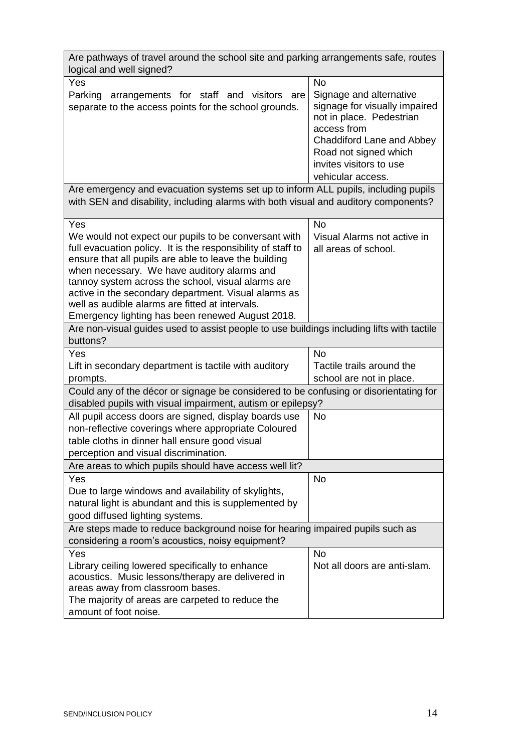| Are pathways of travel around the school site and parking arrangements safe, routes logical and well signed? | |
|---|---|
| Yes<br>Parking arrangements for staff and visitors are separate to the access points for the school grounds. | No<br>Signage and alternative signage for visually impaired not in place. Pedestrian access from Chaddiford Lane and Abbey Road not signed which invites visitors to use vehicular access. |
| **Are emergency and evacuation systems set up to inform ALL pupils, including pupils with SEN and disability, including alarms with both visual and auditory components?** | |
| Yes<br>We would not expect our pupils to be conversant with full evacuation policy. It is the responsibility of staff to ensure that all pupils are able to leave the building when necessary. We have auditory alarms and tannoy system across the school, visual alarms are active in the secondary department. Visual alarms as well as audible alarms are fitted at intervals.<br>Emergency lighting has been renewed August 2018. | No<br>Visual Alarms not active in all areas of school. |
| **Are non-visual guides used to assist people to use buildings including lifts with tactile buttons?** | |
| Yes<br>Lift in secondary department is tactile with auditory prompts. | No<br>Tactile trails around the school are not in place. |
| **Could any of the décor or signage be considered to be confusing or disorientating for disabled pupils with visual impairment, autism or epilepsy?** | |
| All pupil access doors are signed, display boards use non-reflective coverings where appropriate Coloured table cloths in dinner hall ensure good visual perception and visual discrimination. | No |
| **Are areas to which pupils should have access well lit?** | |
| Yes<br>Due to large windows and availability of skylights, natural light is abundant and this is supplemented by good diffused lighting systems. | No |
| **Are steps made to reduce background noise for hearing impaired pupils such as considering a room's acoustics, noisy equipment?** | |
| Yes<br>Library ceiling lowered specifically to enhance acoustics. Music lessons/therapy are delivered in areas away from classroom bases.<br>The majority of areas are carpeted to reduce the amount of foot noise. | No<br>Not all doors are anti-slam. |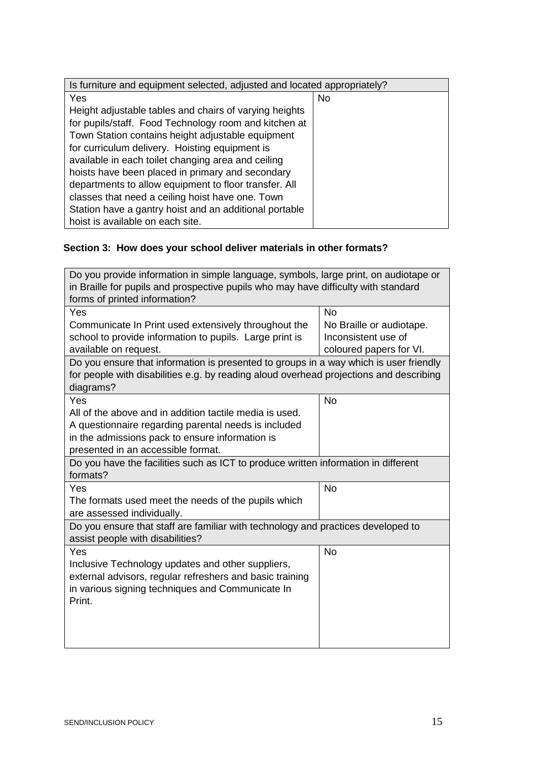| Is furniture and equipment selected, adjusted and located appropriately? | |
|---|---|
| Yes<br>Height adjustable tables and chairs of varying heights for pupils/staff. Food Technology room and kitchen at Town Station contains height adjustable equipment for curriculum delivery. Hoisting equipment is available in each toilet changing area and ceiling hoists have been placed in primary and secondary departments to allow equipment to floor transfer. All classes that need a ceiling hoist have one. Town Station have a gantry hoist and an additional portable hoist is available on each site. | No |

**Section 3: How does your school deliver materials in other formats?**

| Do you provide information in simple language, symbols, large print, on audiotape or in Braille for pupils and prospective pupils who may have difficulty with standard forms of printed information? | |
|---|---|
| Yes<br>Communicate In Print used extensively throughout the school to provide information to pupils. Large print is available on request. | No<br>No Braille or audiotape. Inconsistent use of coloured papers for VI. |
| **Do you ensure that information is presented to groups in a way which is user friendly for people with disabilities e.g. by reading aloud overhead projections and describing diagrams?** | |
| Yes<br>All of the above and in addition tactile media is used. A questionnaire regarding parental needs is included in the admissions pack to ensure information is presented in an accessible format. | No |
| **Do you have the facilities such as ICT to produce written information in different formats?** | |
| Yes<br>The formats used meet the needs of the pupils which are assessed individually. | No |
| **Do you ensure that staff are familiar with technology and practices developed to assist people with disabilities?** | |
| Yes<br>Inclusive Technology updates and other suppliers, external advisors, regular refreshers and basic training in various signing techniques and Communicate In Print. | No |